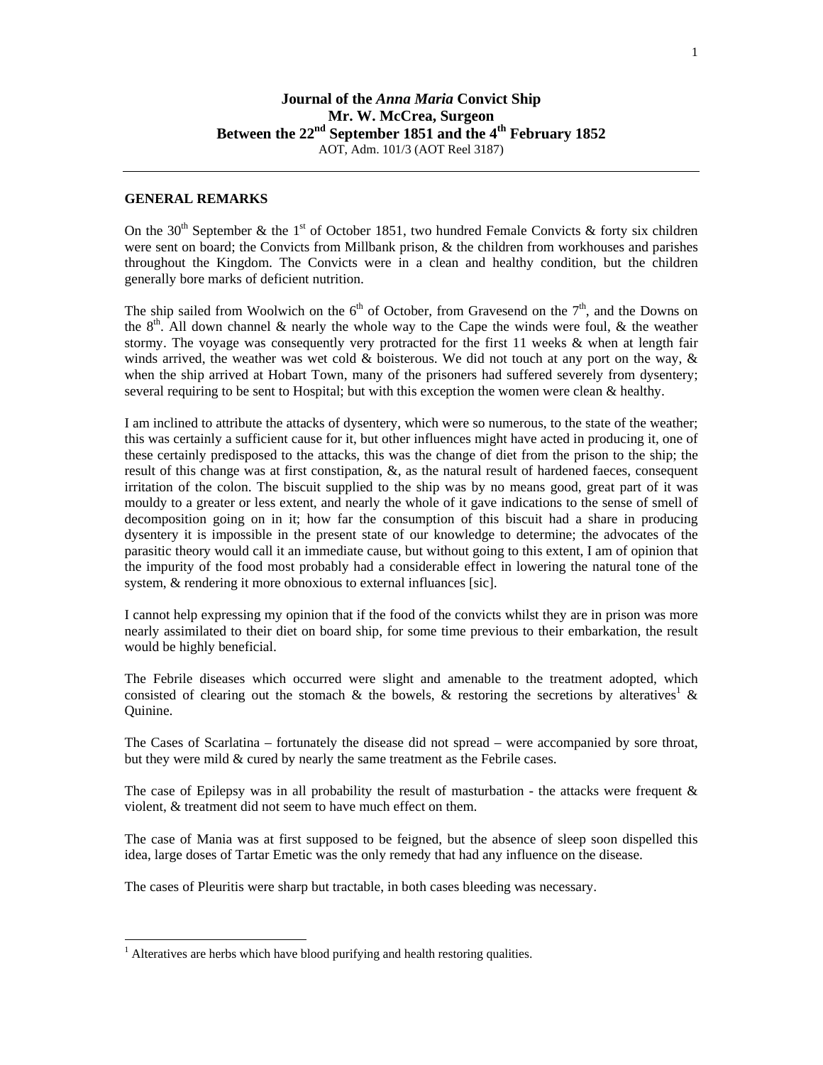# Journal of the *Anna Maria* Convict Ship
## Mr. W. McCrea, Surgeon
## Between the 22nd September 1851 and the 4th February 1852

AOT, Adm. 101/3 (AOT Reel 3187)

---

**GENERAL REMARKS**

On the 30th September & the 1st of October 1851, two hundred Female Convicts & forty six children were sent on board; the Convicts from Millbank prison, & the children from workhouses and parishes throughout the Kingdom. The Convicts were in a clean and healthy condition, but the children generally bore marks of deficient nutrition.

The ship sailed from Woolwich on the 6th of October, from Gravesend on the 7th, and the Downs on the 8th. All down channel & nearly the whole way to the Cape the winds were foul, & the weather stormy. The voyage was consequently very protracted for the first 11 weeks & when at length fair winds arrived, the weather was wet cold & boisterous. We did not touch at any port on the way, & when the ship arrived at Hobart Town, many of the prisoners had suffered severely from dysentery; several requiring to be sent to Hospital; but with this exception the women were clean & healthy.

I am inclined to attribute the attacks of dysentery, which were so numerous, to the state of the weather; this was certainly a sufficient cause for it, but other influences might have acted in producing it, one of these certainly predisposed to the attacks, this was the change of diet from the prison to the ship; the result of this change was at first constipation, &, as the natural result of hardened faeces, consequent irritation of the colon. The biscuit supplied to the ship was by no means good, great part of it was mouldy to a greater or less extent, and nearly the whole of it gave indications to the sense of smell of decomposition going on in it; how far the consumption of this biscuit had a share in producing dysentery it is impossible in the present state of our knowledge to determine; the advocates of the parasitic theory would call it an immediate cause, but without going to this extent, I am of opinion that the impurity of the food most probably had a considerable effect in lowering the natural tone of the system, & rendering it more obnoxious to external influances [sic].

I cannot help expressing my opinion that if the food of the convicts whilst they are in prison was more nearly assimilated to their diet on board ship, for some time previous to their embarkation, the result would be highly beneficial.

The Febrile diseases which occurred were slight and amenable to the treatment adopted, which consisted of clearing out the stomach & the bowels, & restoring the secretions by alteratives[1] & Quinine.

The Cases of Scarlatina – fortunately the disease did not spread – were accompanied by sore throat, but they were mild & cured by nearly the same treatment as the Febrile cases.

The case of Epilepsy was in all probability the result of masturbation - the attacks were frequent & violent, & treatment did not seem to have much effect on them.

The case of Mania was at first supposed to be feigned, but the absence of sleep soon dispelled this idea, large doses of Tartar Emetic was the only remedy that had any influence on the disease.

The cases of Pleuritis were sharp but tractable, in both cases bleeding was necessary.

---

[1] Alteratives are herbs which have blood purifying and health restoring qualities.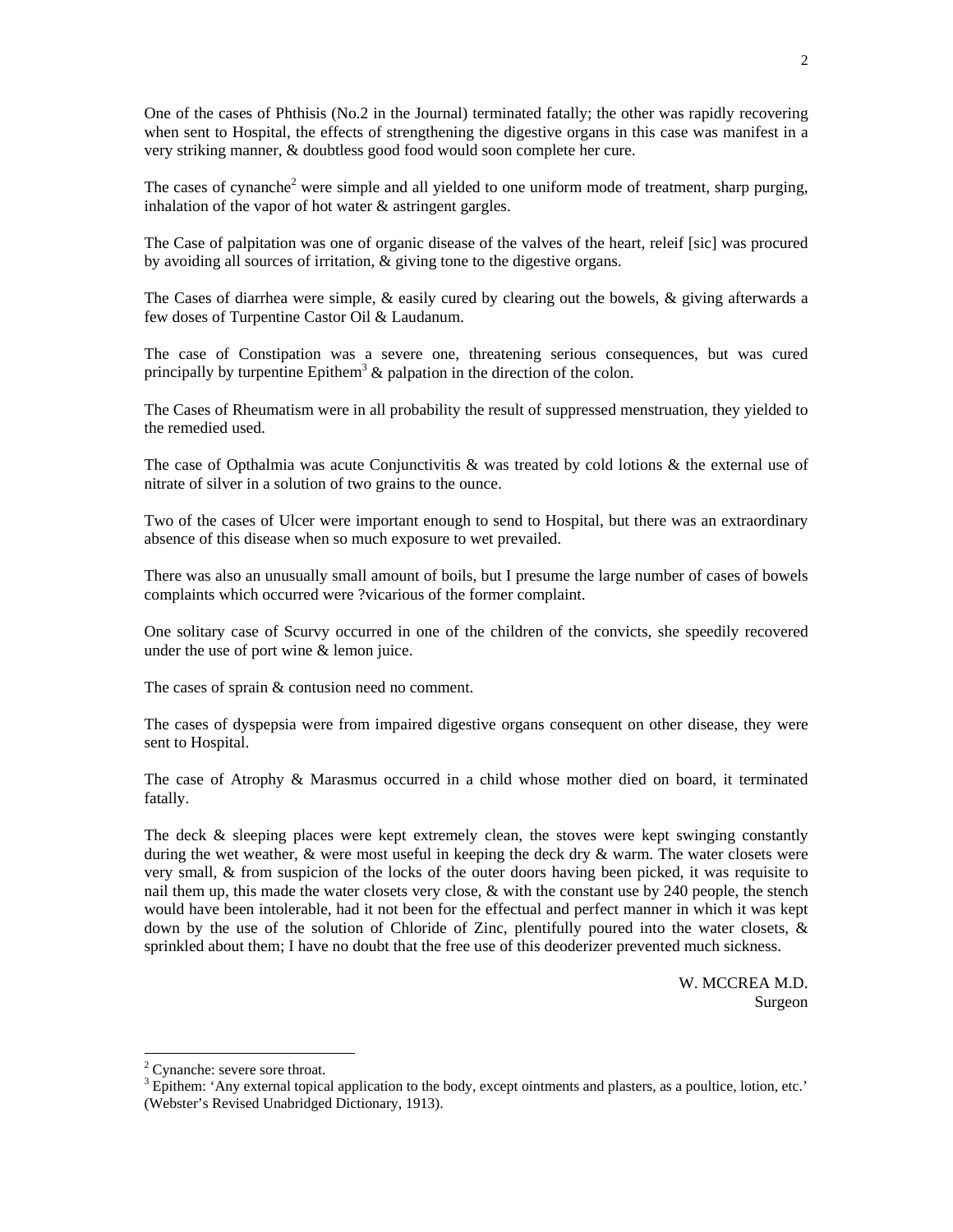One of the cases of Phthisis (No.2 in the Journal) terminated fatally; the other was rapidly recovering when sent to Hospital, the effects of strengthening the digestive organs in this case was manifest in a very striking manner, & doubtless good food would soon complete her cure.

The cases of cynanche[2] were simple and all yielded to one uniform mode of treatment, sharp purging, inhalation of the vapor of hot water & astringent gargles.

The Case of palpitation was one of organic disease of the valves of the heart, releif [sic] was procured by avoiding all sources of irritation, & giving tone to the digestive organs.

The Cases of diarrhea were simple, & easily cured by clearing out the bowels, & giving afterwards a few doses of Turpentine Castor Oil & Laudanum.

The case of Constipation was a severe one, threatening serious consequences, but was cured principally by turpentine Epithem[3] & palpation in the direction of the colon.

The Cases of Rheumatism were in all probability the result of suppressed menstruation, they yielded to the remedied used.

The case of Opthalmia was acute Conjunctivitis & was treated by cold lotions & the external use of nitrate of silver in a solution of two grains to the ounce.

Two of the cases of Ulcer were important enough to send to Hospital, but there was an extraordinary absence of this disease when so much exposure to wet prevailed.

There was also an unusually small amount of boils, but I presume the large number of cases of bowels complaints which occurred were ?vicarious of the former complaint.

One solitary case of Scurvy occurred in one of the children of the convicts, she speedily recovered under the use of port wine & lemon juice.

The cases of sprain & contusion need no comment.

The cases of dyspepsia were from impaired digestive organs consequent on other disease, they were sent to Hospital.

The case of Atrophy & Marasmus occurred in a child whose mother died on board, it terminated fatally.

The deck & sleeping places were kept extremely clean, the stoves were kept swinging constantly during the wet weather, & were most useful in keeping the deck dry & warm. The water closets were very small, & from suspicion of the locks of the outer doors having been picked, it was requisite to nail them up, this made the water closets very close, & with the constant use by 240 people, the stench would have been intolerable, had it not been for the effectual and perfect manner in which it was kept down by the use of the solution of Chloride of Zinc, plentifully poured into the water closets, & sprinkled about them; I have no doubt that the free use of this deoderizer prevented much sickness.

W. MCCREA M.D.
Surgeon

---

[2] Cynanche: severe sore throat.

[3] Epithem: 'Any external topical application to the body, except ointments and plasters, as a poultice, lotion, etc.' (Webster's Revised Unabridged Dictionary, 1913).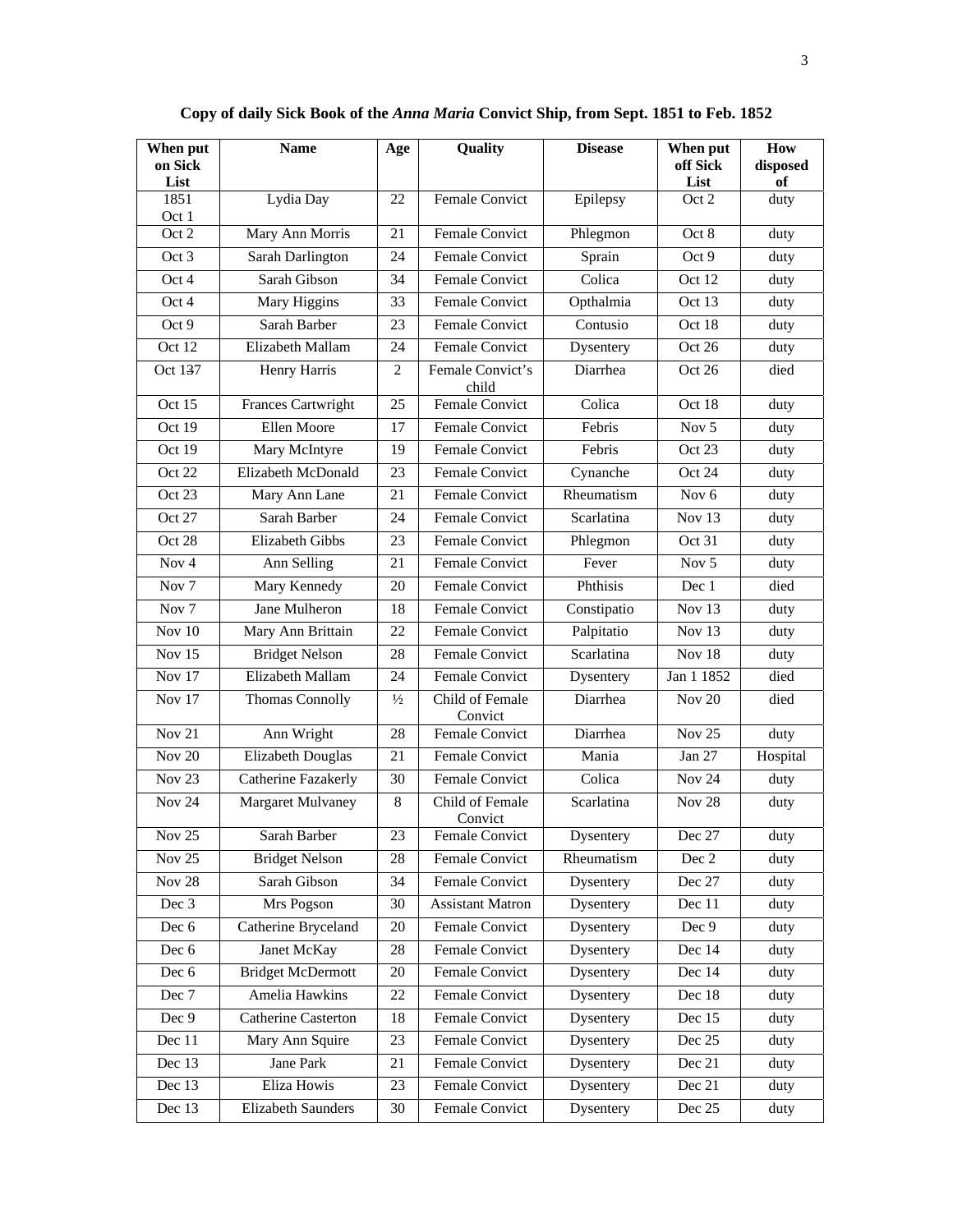**Copy of daily Sick Book of the *Anna Maria* Convict Ship, from Sept. 1851 to Feb. 1852**

| When put on Sick List | Name | Age | Quality | Disease | When put off Sick List | How disposed of |
|---|---|---|---|---|---|---|
| 1851 Oct 1 | Lydia Day | 22 | Female Convict | Epilepsy | Oct 2 | duty |
| Oct 2 | Mary Ann Morris | 21 | Female Convict | Phlegmon | Oct 8 | duty |
| Oct 3 | Sarah Darlington | 24 | Female Convict | Sprain | Oct 9 | duty |
| Oct 4 | Sarah Gibson | 34 | Female Convict | Colica | Oct 12 | duty |
| Oct 4 | Mary Higgins | 33 | Female Convict | Opthalmia | Oct 13 | duty |
| Oct 9 | Sarah Barber | 23 | Female Convict | Contusio | Oct 18 | duty |
| Oct 12 | Elizabeth Mallam | 24 | Female Convict | Dysentery | Oct 26 | duty |
| Oct 137 | Henry Harris | 2 | Female Convict's child | Diarrhea | Oct 26 | died |
| Oct 15 | Frances Cartwright | 25 | Female Convict | Colica | Oct 18 | duty |
| Oct 19 | Ellen Moore | 17 | Female Convict | Febris | Nov 5 | duty |
| Oct 19 | Mary McIntyre | 19 | Female Convict | Febris | Oct 23 | duty |
| Oct 22 | Elizabeth McDonald | 23 | Female Convict | Cynanche | Oct 24 | duty |
| Oct 23 | Mary Ann Lane | 21 | Female Convict | Rheumatism | Nov 6 | duty |
| Oct 27 | Sarah Barber | 24 | Female Convict | Scarlatina | Nov 13 | duty |
| Oct 28 | Elizabeth Gibbs | 23 | Female Convict | Phlegmon | Oct 31 | duty |
| Nov 4 | Ann Selling | 21 | Female Convict | Fever | Nov 5 | duty |
| Nov 7 | Mary Kennedy | 20 | Female Convict | Phthisis | Dec 1 | died |
| Nov 7 | Jane Mulheron | 18 | Female Convict | Constipatio | Nov 13 | duty |
| Nov 10 | Mary Ann Brittain | 22 | Female Convict | Palpitatio | Nov 13 | duty |
| Nov 15 | Bridget Nelson | 28 | Female Convict | Scarlatina | Nov 18 | duty |
| Nov 17 | Elizabeth Mallam | 24 | Female Convict | Dysentery | Jan 1 1852 | died |
| Nov 17 | Thomas Connolly | ½ | Child of Female Convict | Diarrhea | Nov 20 | died |
| Nov 21 | Ann Wright | 28 | Female Convict | Diarrhea | Nov 25 | duty |
| Nov 20 | Elizabeth Douglas | 21 | Female Convict | Mania | Jan 27 | Hospital |
| Nov 23 | Catherine Fazakerly | 30 | Female Convict | Colica | Nov 24 | duty |
| Nov 24 | Margaret Mulvaney | 8 | Child of Female Convict | Scarlatina | Nov 28 | duty |
| Nov 25 | Sarah Barber | 23 | Female Convict | Dysentery | Dec 27 | duty |
| Nov 25 | Bridget Nelson | 28 | Female Convict | Rheumatism | Dec 2 | duty |
| Nov 28 | Sarah Gibson | 34 | Female Convict | Dysentery | Dec 27 | duty |
| Dec 3 | Mrs Pogson | 30 | Assistant Matron | Dysentery | Dec 11 | duty |
| Dec 6 | Catherine Bryceland | 20 | Female Convict | Dysentery | Dec 9 | duty |
| Dec 6 | Janet McKay | 28 | Female Convict | Dysentery | Dec 14 | duty |
| Dec 6 | Bridget McDermott | 20 | Female Convict | Dysentery | Dec 14 | duty |
| Dec 7 | Amelia Hawkins | 22 | Female Convict | Dysentery | Dec 18 | duty |
| Dec 9 | Catherine Casterton | 18 | Female Convict | Dysentery | Dec 15 | duty |
| Dec 11 | Mary Ann Squire | 23 | Female Convict | Dysentery | Dec 25 | duty |
| Dec 13 | Jane Park | 21 | Female Convict | Dysentery | Dec 21 | duty |
| Dec 13 | Eliza Howis | 23 | Female Convict | Dysentery | Dec 21 | duty |
| Dec 13 | Elizabeth Saunders | 30 | Female Convict | Dysentery | Dec 25 | duty |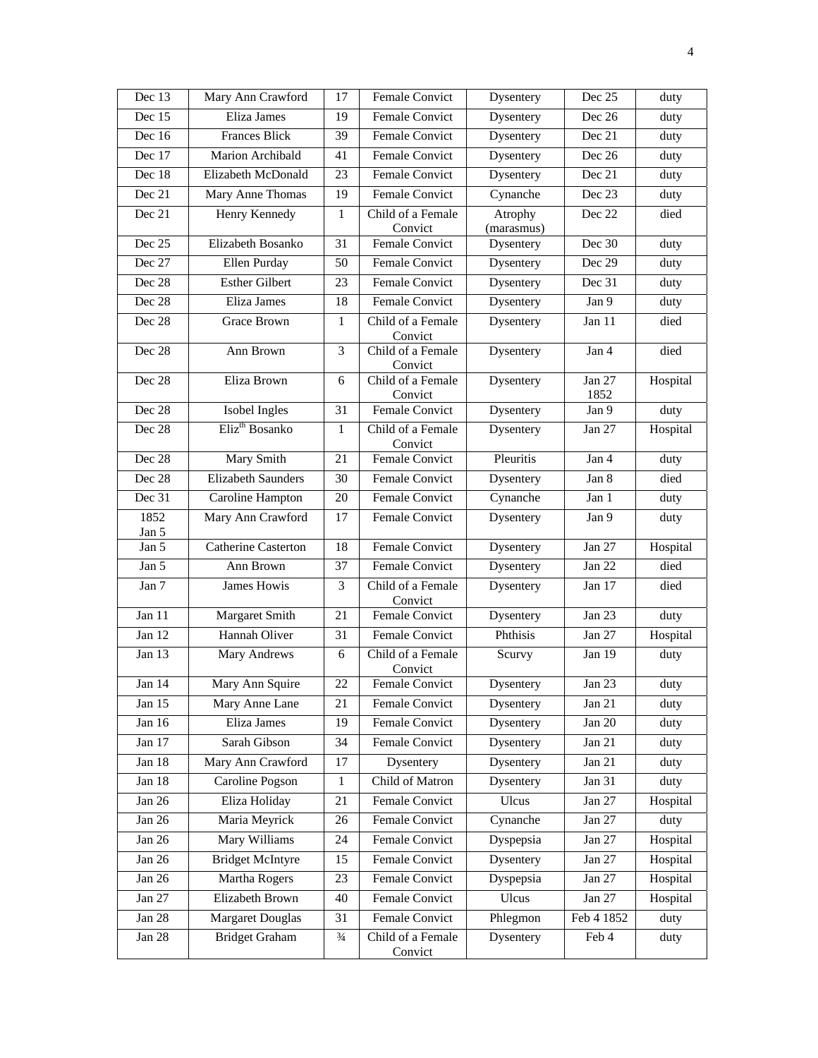| Dec 13 | Mary Ann Crawford | 17 | Female Convict | Dysentery | Dec 25 | duty |
|---|---|---|---|---|---|---|
| Dec 15 | Eliza James | 19 | Female Convict | Dysentery | Dec 26 | duty |
| Dec 16 | Frances Blick | 39 | Female Convict | Dysentery | Dec 21 | duty |
| Dec 17 | Marion Archibald | 41 | Female Convict | Dysentery | Dec 26 | duty |
| Dec 18 | Elizabeth McDonald | 23 | Female Convict | Dysentery | Dec 21 | duty |
| Dec 21 | Mary Anne Thomas | 19 | Female Convict | Cynanche | Dec 23 | duty |
| Dec 21 | Henry Kennedy | 1 | Child of a Female Convict | Atrophy (marasmus) | Dec 22 | died |
| Dec 25 | Elizabeth Bosanko | 31 | Female Convict | Dysentery | Dec 30 | duty |
| Dec 27 | Ellen Purday | 50 | Female Convict | Dysentery | Dec 29 | duty |
| Dec 28 | Esther Gilbert | 23 | Female Convict | Dysentery | Dec 31 | duty |
| Dec 28 | Eliza James | 18 | Female Convict | Dysentery | Jan 9 | duty |
| Dec 28 | Grace Brown | 1 | Child of a Female Convict | Dysentery | Jan 11 | died |
| Dec 28 | Ann Brown | 3 | Child of a Female Convict | Dysentery | Jan 4 | died |
| Dec 28 | Eliza Brown | 6 | Child of a Female Convict | Dysentery | Jan 27 1852 | Hospital |
| Dec 28 | Isobel Ingles | 31 | Female Convict | Dysentery | Jan 9 | duty |
| Dec 28 | Eliz[th] Bosanko | 1 | Child of a Female Convict | Dysentery | Jan 27 | Hospital |
| Dec 28 | Mary Smith | 21 | Female Convict | Pleuritis | Jan 4 | duty |
| Dec 28 | Elizabeth Saunders | 30 | Female Convict | Dysentery | Jan 8 | died |
| Dec 31 | Caroline Hampton | 20 | Female Convict | Cynanche | Jan 1 | duty |
| 1852 Jan 5 | Mary Ann Crawford | 17 | Female Convict | Dysentery | Jan 9 | duty |
| Jan 5 | Catherine Casterton | 18 | Female Convict | Dysentery | Jan 27 | Hospital |
| Jan 5 | Ann Brown | 37 | Female Convict | Dysentery | Jan 22 | died |
| Jan 7 | James Howis | 3 | Child of a Female Convict | Dysentery | Jan 17 | died |
| Jan 11 | Margaret Smith | 21 | Female Convict | Dysentery | Jan 23 | duty |
| Jan 12 | Hannah Oliver | 31 | Female Convict | Phthisis | Jan 27 | Hospital |
| Jan 13 | Mary Andrews | 6 | Child of a Female Convict | Scurvy | Jan 19 | duty |
| Jan 14 | Mary Ann Squire | 22 | Female Convict | Dysentery | Jan 23 | duty |
| Jan 15 | Mary Anne Lane | 21 | Female Convict | Dysentery | Jan 21 | duty |
| Jan 16 | Eliza James | 19 | Female Convict | Dysentery | Jan 20 | duty |
| Jan 17 | Sarah Gibson | 34 | Female Convict | Dysentery | Jan 21 | duty |
| Jan 18 | Mary Ann Crawford | 17 | Dysentery | Dysentery | Jan 21 | duty |
| Jan 18 | Caroline Pogson | 1 | Child of Matron | Dysentery | Jan 31 | duty |
| Jan 26 | Eliza Holiday | 21 | Female Convict | Ulcus | Jan 27 | Hospital |
| Jan 26 | Maria Meyrick | 26 | Female Convict | Cynanche | Jan 27 | duty |
| Jan 26 | Mary Williams | 24 | Female Convict | Dyspepsia | Jan 27 | Hospital |
| Jan 26 | Bridget McIntyre | 15 | Female Convict | Dysentery | Jan 27 | Hospital |
| Jan 26 | Martha Rogers | 23 | Female Convict | Dyspepsia | Jan 27 | Hospital |
| Jan 27 | Elizabeth Brown | 40 | Female Convict | Ulcus | Jan 27 | Hospital |
| Jan 28 | Margaret Douglas | 31 | Female Convict | Phlegmon | Feb 4 1852 | duty |
| Jan 28 | Bridget Graham | ¾ | Child of a Female Convict | Dysentery | Feb 4 | duty |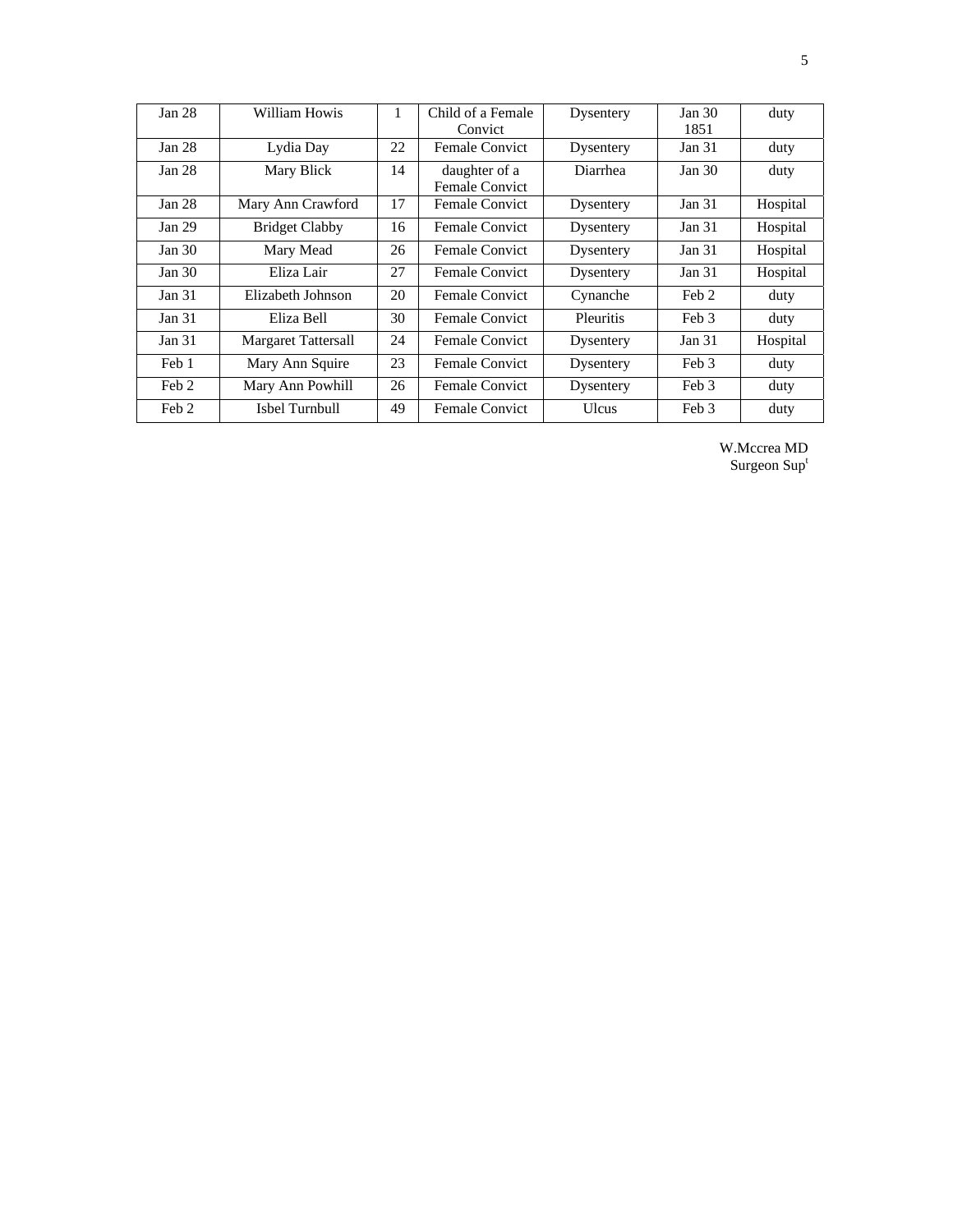| | | | | | | |
|---|---|---|---|---|---|---|
| Jan 28 | William Howis | 1 | Child of a Female Convict | Dysentery | Jan 30 1851 | duty |
| Jan 28 | Lydia Day | 22 | Female Convict | Dysentery | Jan 31 | duty |
| Jan 28 | Mary Blick | 14 | daughter of a Female Convict | Diarrhea | Jan 30 | duty |
| Jan 28 | Mary Ann Crawford | 17 | Female Convict | Dysentery | Jan 31 | Hospital |
| Jan 29 | Bridget Clabby | 16 | Female Convict | Dysentery | Jan 31 | Hospital |
| Jan 30 | Mary Mead | 26 | Female Convict | Dysentery | Jan 31 | Hospital |
| Jan 30 | Eliza Lair | 27 | Female Convict | Dysentery | Jan 31 | Hospital |
| Jan 31 | Elizabeth Johnson | 20 | Female Convict | Cynanche | Feb 2 | duty |
| Jan 31 | Eliza Bell | 30 | Female Convict | Pleuritis | Feb 3 | duty |
| Jan 31 | Margaret Tattersall | 24 | Female Convict | Dysentery | Jan 31 | Hospital |
| Feb 1 | Mary Ann Squire | 23 | Female Convict | Dysentery | Feb 3 | duty |
| Feb 2 | Mary Ann Powhill | 26 | Female Convict | Dysentery | Feb 3 | duty |
| Feb 2 | Isbel Turnbull | 49 | Female Convict | Ulcus | Feb 3 | duty |

W.Mccrea MD
Surgeon Sup[t]